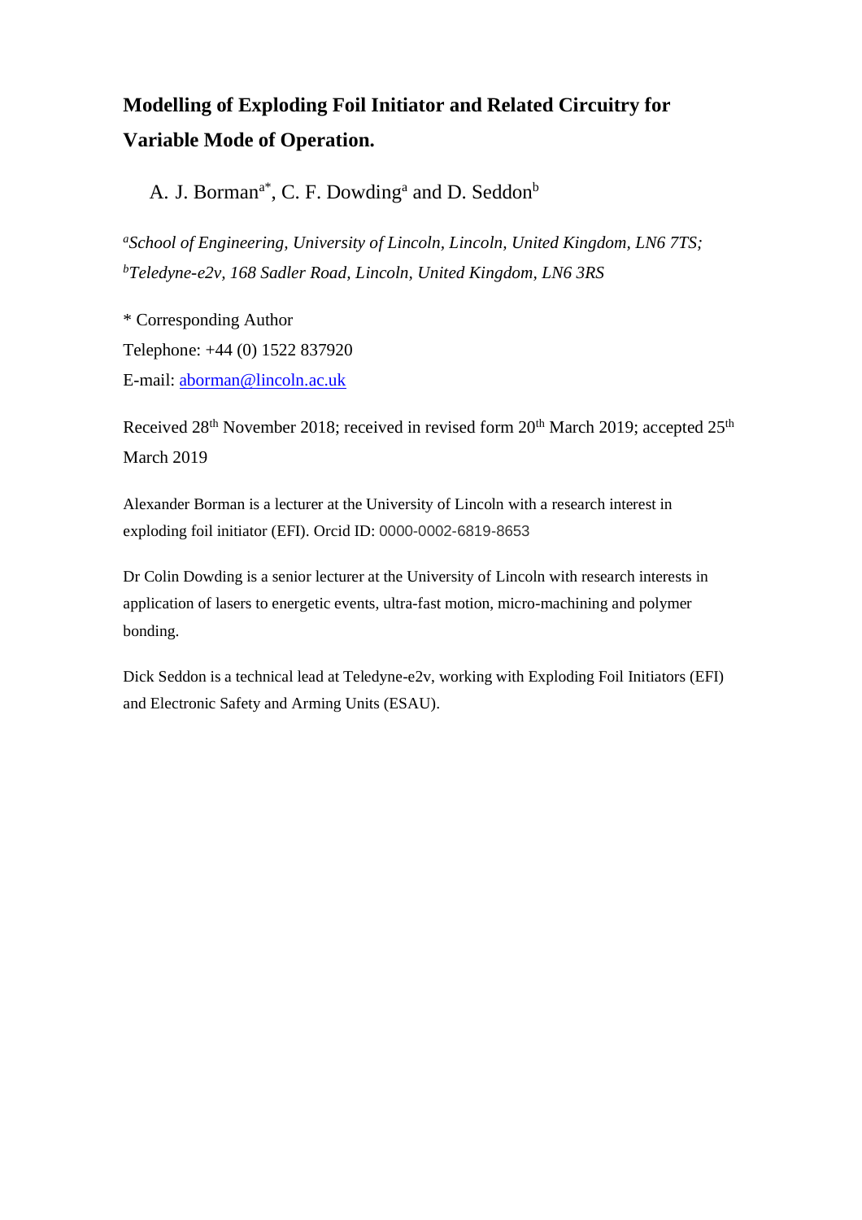# Modelling of Exploding Foil Initiator and Related Circuitry for Variable Mode of Operation.

A. J. Borman[a*], C. F. Dowding[a] and D. Seddon[b]

*[a]School of Engineering, University of Lincoln, Lincoln, United Kingdom, LN6 7TS;*
*[b]Teledyne-e2v, 168 Sadler Road, Lincoln, United Kingdom, LN6 3RS*

\* Corresponding Author
Telephone: +44 (0) 1522 837920
E-mail: aborman@lincoln.ac.uk

Received 28th November 2018; received in revised form 20th March 2019; accepted 25th March 2019

Alexander Borman is a lecturer at the University of Lincoln with a research interest in exploding foil initiator (EFI). Orcid ID: 0000-0002-6819-8653

Dr Colin Dowding is a senior lecturer at the University of Lincoln with research interests in application of lasers to energetic events, ultra-fast motion, micro-machining and polymer bonding.

Dick Seddon is a technical lead at Teledyne-e2v, working with Exploding Foil Initiators (EFI) and Electronic Safety and Arming Units (ESAU).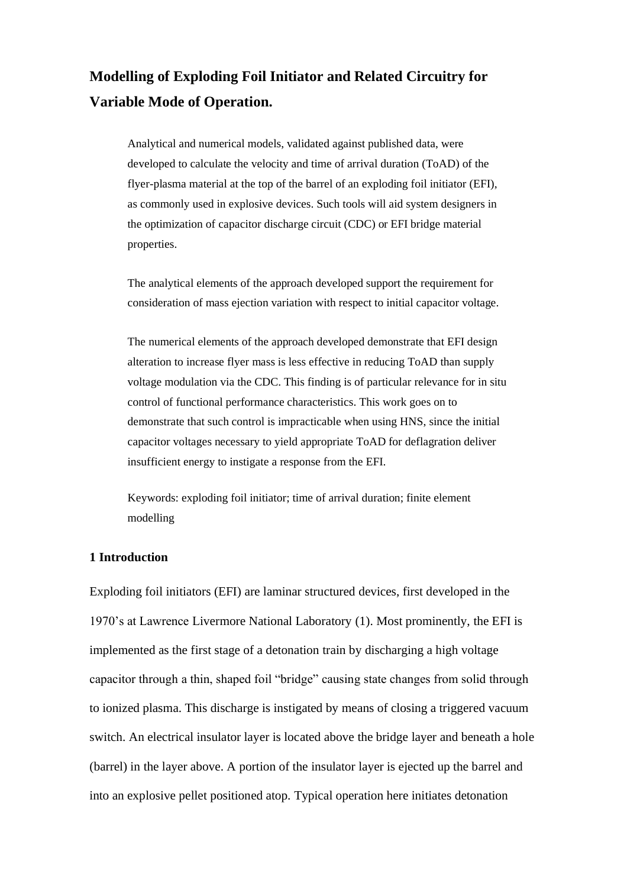# Modelling of Exploding Foil Initiator and Related Circuitry for Variable Mode of Operation.

Analytical and numerical models, validated against published data, were developed to calculate the velocity and time of arrival duration (ToAD) of the flyer-plasma material at the top of the barrel of an exploding foil initiator (EFI), as commonly used in explosive devices. Such tools will aid system designers in the optimization of capacitor discharge circuit (CDC) or EFI bridge material properties.

The analytical elements of the approach developed support the requirement for consideration of mass ejection variation with respect to initial capacitor voltage.

The numerical elements of the approach developed demonstrate that EFI design alteration to increase flyer mass is less effective in reducing ToAD than supply voltage modulation via the CDC. This finding is of particular relevance for in situ control of functional performance characteristics. This work goes on to demonstrate that such control is impracticable when using HNS, since the initial capacitor voltages necessary to yield appropriate ToAD for deflagration deliver insufficient energy to instigate a response from the EFI.

Keywords: exploding foil initiator; time of arrival duration; finite element modelling

## 1 Introduction

Exploding foil initiators (EFI) are laminar structured devices, first developed in the 1970's at Lawrence Livermore National Laboratory (1). Most prominently, the EFI is implemented as the first stage of a detonation train by discharging a high voltage capacitor through a thin, shaped foil "bridge" causing state changes from solid through to ionized plasma. This discharge is instigated by means of closing a triggered vacuum switch. An electrical insulator layer is located above the bridge layer and beneath a hole (barrel) in the layer above. A portion of the insulator layer is ejected up the barrel and into an explosive pellet positioned atop. Typical operation here initiates detonation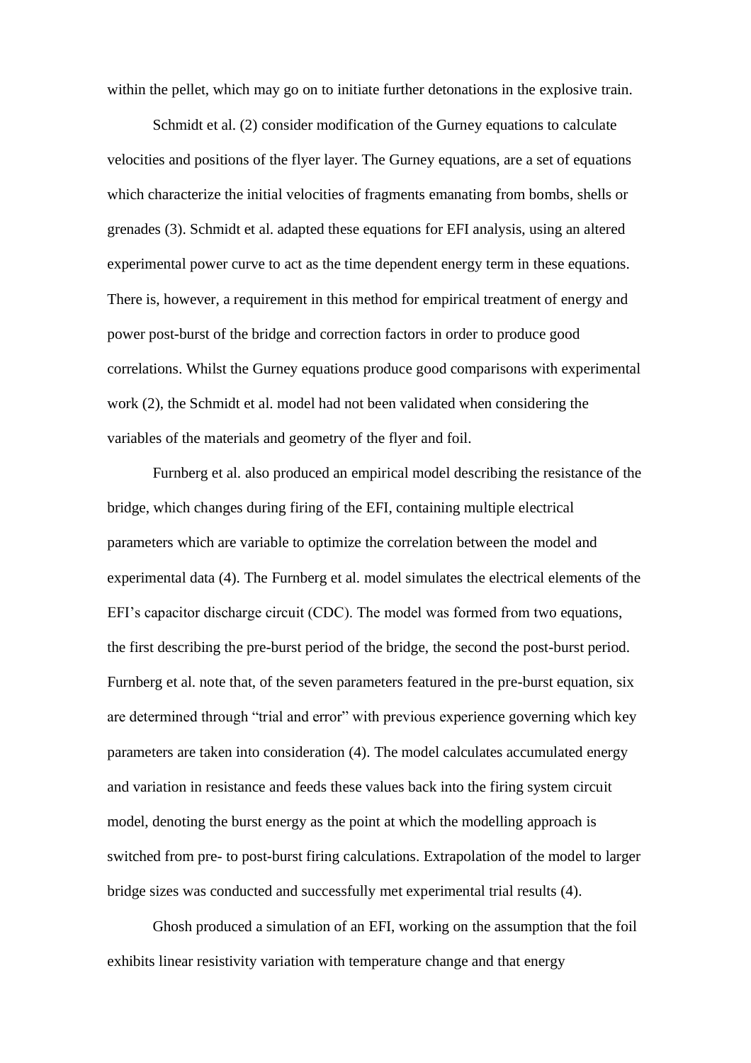within the pellet, which may go on to initiate further detonations in the explosive train.

Schmidt et al. (2) consider modification of the Gurney equations to calculate velocities and positions of the flyer layer. The Gurney equations, are a set of equations which characterize the initial velocities of fragments emanating from bombs, shells or grenades (3). Schmidt et al. adapted these equations for EFI analysis, using an altered experimental power curve to act as the time dependent energy term in these equations. There is, however, a requirement in this method for empirical treatment of energy and power post-burst of the bridge and correction factors in order to produce good correlations. Whilst the Gurney equations produce good comparisons with experimental work (2), the Schmidt et al. model had not been validated when considering the variables of the materials and geometry of the flyer and foil.

Furnberg et al. also produced an empirical model describing the resistance of the bridge, which changes during firing of the EFI, containing multiple electrical parameters which are variable to optimize the correlation between the model and experimental data (4). The Furnberg et al. model simulates the electrical elements of the EFI's capacitor discharge circuit (CDC). The model was formed from two equations, the first describing the pre-burst period of the bridge, the second the post-burst period. Furnberg et al. note that, of the seven parameters featured in the pre-burst equation, six are determined through "trial and error" with previous experience governing which key parameters are taken into consideration (4). The model calculates accumulated energy and variation in resistance and feeds these values back into the firing system circuit model, denoting the burst energy as the point at which the modelling approach is switched from pre- to post-burst firing calculations. Extrapolation of the model to larger bridge sizes was conducted and successfully met experimental trial results (4).

Ghosh produced a simulation of an EFI, working on the assumption that the foil exhibits linear resistivity variation with temperature change and that energy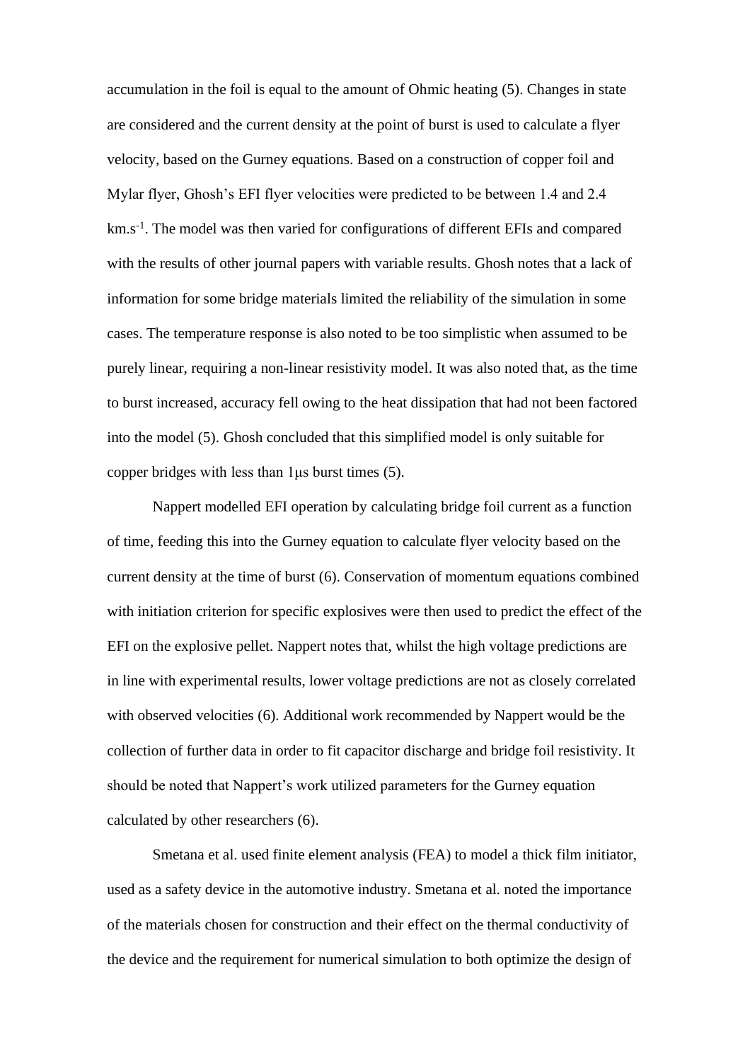accumulation in the foil is equal to the amount of Ohmic heating (5). Changes in state are considered and the current density at the point of burst is used to calculate a flyer velocity, based on the Gurney equations. Based on a construction of copper foil and Mylar flyer, Ghosh's EFI flyer velocities were predicted to be between 1.4 and 2.4 km.s$^{-1}$. The model was then varied for configurations of different EFIs and compared with the results of other journal papers with variable results. Ghosh notes that a lack of information for some bridge materials limited the reliability of the simulation in some cases. The temperature response is also noted to be too simplistic when assumed to be purely linear, requiring a non-linear resistivity model. It was also noted that, as the time to burst increased, accuracy fell owing to the heat dissipation that had not been factored into the model (5). Ghosh concluded that this simplified model is only suitable for copper bridges with less than 1μs burst times (5).

Nappert modelled EFI operation by calculating bridge foil current as a function of time, feeding this into the Gurney equation to calculate flyer velocity based on the current density at the time of burst (6). Conservation of momentum equations combined with initiation criterion for specific explosives were then used to predict the effect of the EFI on the explosive pellet. Nappert notes that, whilst the high voltage predictions are in line with experimental results, lower voltage predictions are not as closely correlated with observed velocities (6). Additional work recommended by Nappert would be the collection of further data in order to fit capacitor discharge and bridge foil resistivity. It should be noted that Nappert's work utilized parameters for the Gurney equation calculated by other researchers (6).

Smetana et al. used finite element analysis (FEA) to model a thick film initiator, used as a safety device in the automotive industry. Smetana et al. noted the importance of the materials chosen for construction and their effect on the thermal conductivity of the device and the requirement for numerical simulation to both optimize the design of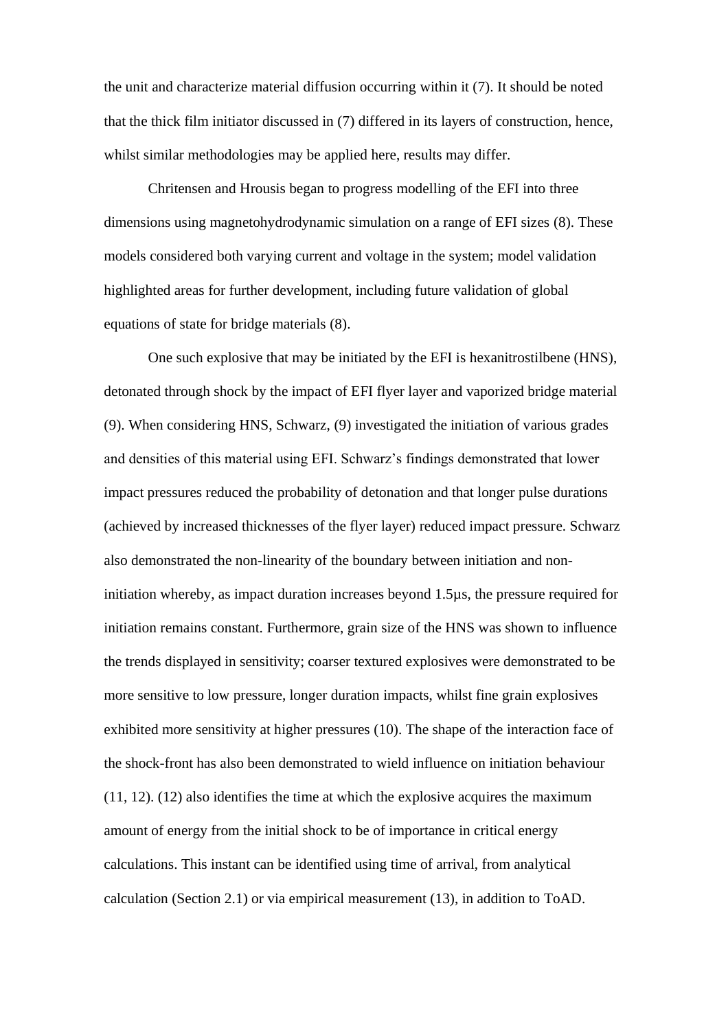the unit and characterize material diffusion occurring within it (7). It should be noted that the thick film initiator discussed in (7) differed in its layers of construction, hence, whilst similar methodologies may be applied here, results may differ.

Chritensen and Hrousis began to progress modelling of the EFI into three dimensions using magnetohydrodynamic simulation on a range of EFI sizes (8). These models considered both varying current and voltage in the system; model validation highlighted areas for further development, including future validation of global equations of state for bridge materials (8).

One such explosive that may be initiated by the EFI is hexanitrostilbene (HNS), detonated through shock by the impact of EFI flyer layer and vaporized bridge material (9). When considering HNS, Schwarz, (9) investigated the initiation of various grades and densities of this material using EFI. Schwarz's findings demonstrated that lower impact pressures reduced the probability of detonation and that longer pulse durations (achieved by increased thicknesses of the flyer layer) reduced impact pressure. Schwarz also demonstrated the non-linearity of the boundary between initiation and non-initiation whereby, as impact duration increases beyond 1.5μs, the pressure required for initiation remains constant. Furthermore, grain size of the HNS was shown to influence the trends displayed in sensitivity; coarser textured explosives were demonstrated to be more sensitive to low pressure, longer duration impacts, whilst fine grain explosives exhibited more sensitivity at higher pressures (10). The shape of the interaction face of the shock-front has also been demonstrated to wield influence on initiation behaviour (11, 12). (12) also identifies the time at which the explosive acquires the maximum amount of energy from the initial shock to be of importance in critical energy calculations. This instant can be identified using time of arrival, from analytical calculation (Section 2.1) or via empirical measurement (13), in addition to ToAD.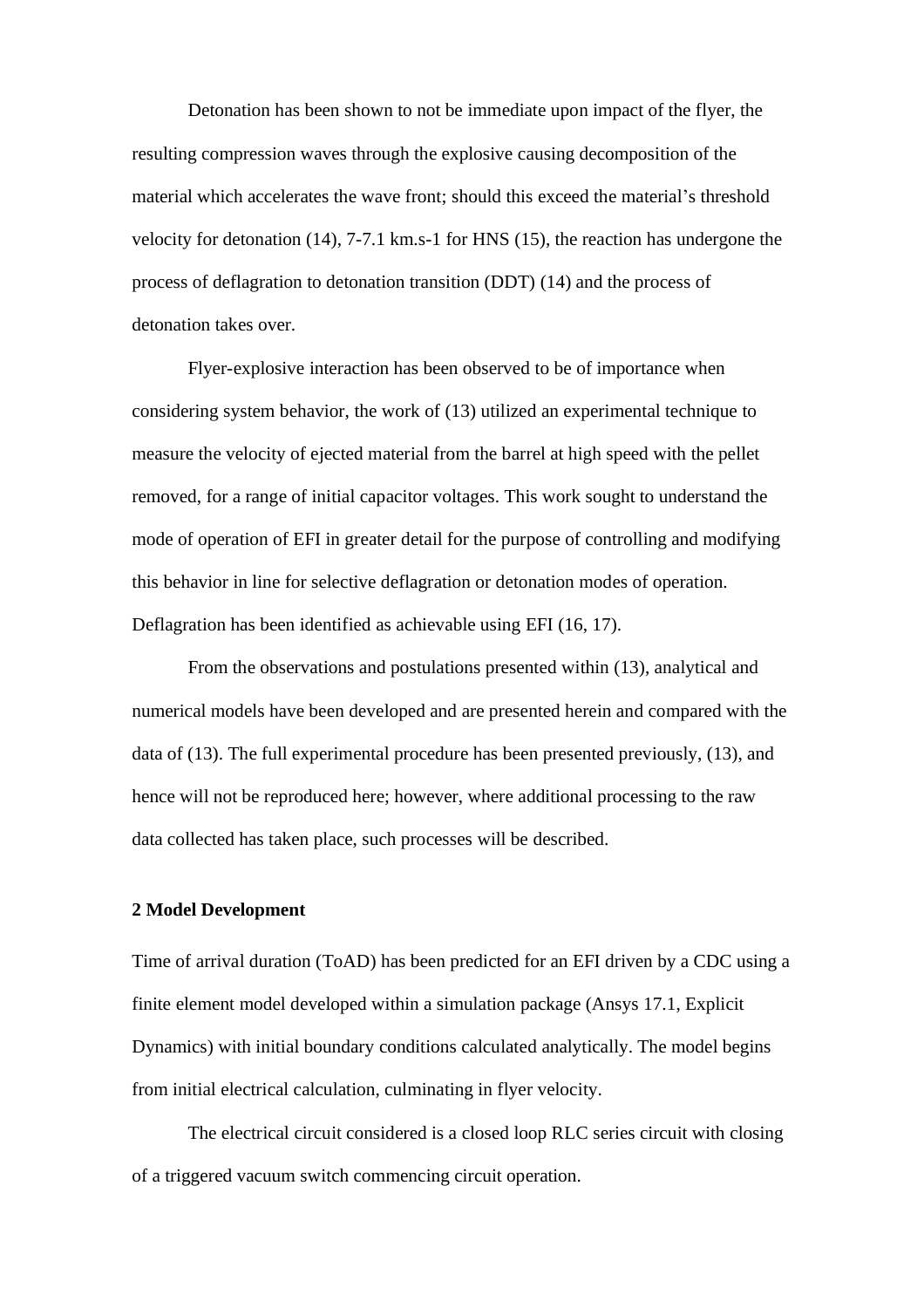Detonation has been shown to not be immediate upon impact of the flyer, the resulting compression waves through the explosive causing decomposition of the material which accelerates the wave front; should this exceed the material's threshold velocity for detonation (14), 7-7.1 km.s-1 for HNS (15), the reaction has undergone the process of deflagration to detonation transition (DDT) (14) and the process of detonation takes over.

Flyer-explosive interaction has been observed to be of importance when considering system behavior, the work of (13) utilized an experimental technique to measure the velocity of ejected material from the barrel at high speed with the pellet removed, for a range of initial capacitor voltages. This work sought to understand the mode of operation of EFI in greater detail for the purpose of controlling and modifying this behavior in line for selective deflagration or detonation modes of operation. Deflagration has been identified as achievable using EFI (16, 17).

From the observations and postulations presented within (13), analytical and numerical models have been developed and are presented herein and compared with the data of (13). The full experimental procedure has been presented previously, (13), and hence will not be reproduced here; however, where additional processing to the raw data collected has taken place, such processes will be described.

## 2 Model Development

Time of arrival duration (ToAD) has been predicted for an EFI driven by a CDC using a finite element model developed within a simulation package (Ansys 17.1, Explicit Dynamics) with initial boundary conditions calculated analytically. The model begins from initial electrical calculation, culminating in flyer velocity.

The electrical circuit considered is a closed loop RLC series circuit with closing of a triggered vacuum switch commencing circuit operation.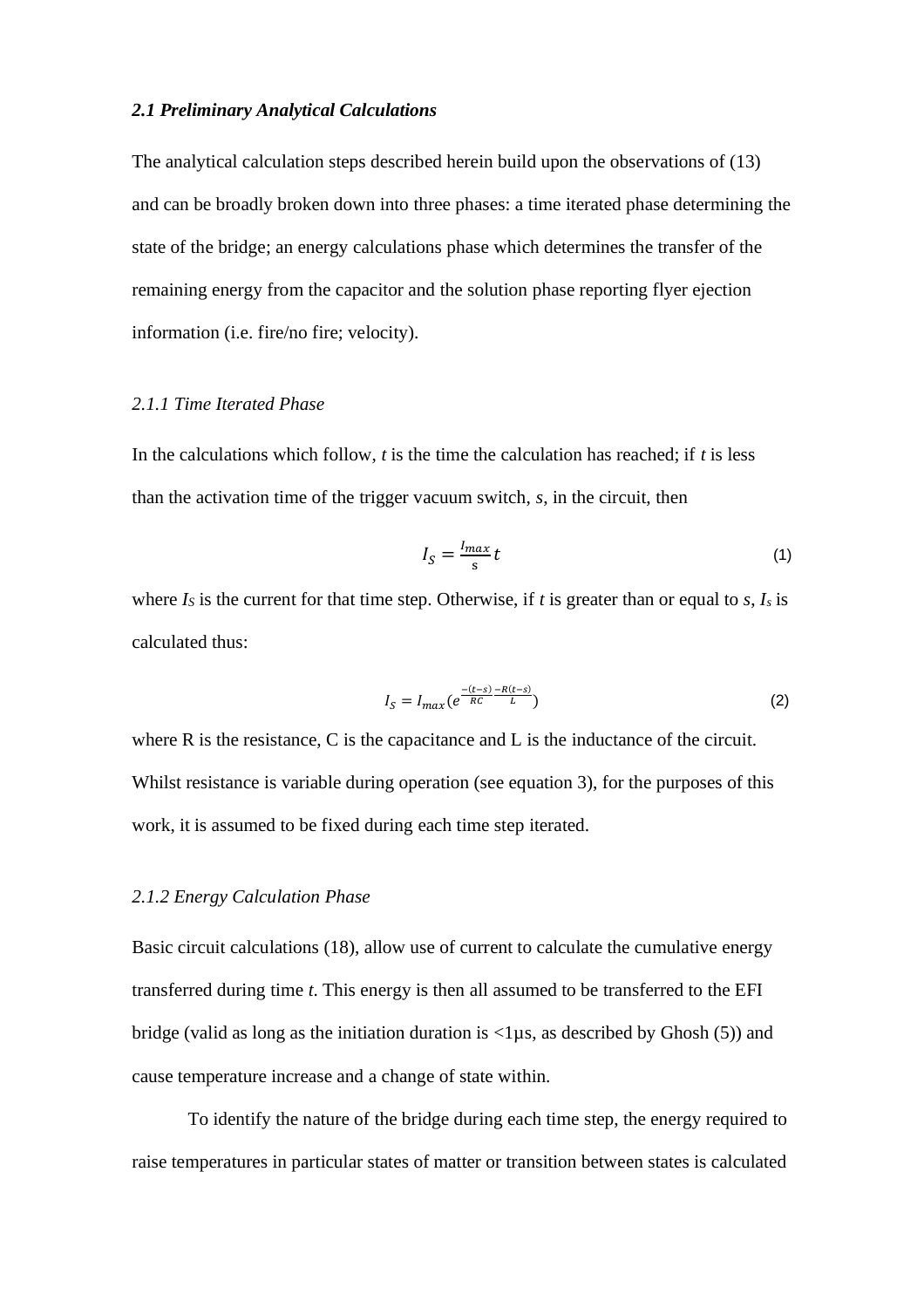### *2.1 Preliminary Analytical Calculations*

The analytical calculation steps described herein build upon the observations of (13) and can be broadly broken down into three phases: a time iterated phase determining the state of the bridge; an energy calculations phase which determines the transfer of the remaining energy from the capacitor and the solution phase reporting flyer ejection information (i.e. fire/no fire; velocity).

#### *2.1.1 Time Iterated Phase*

In the calculations which follow, *t* is the time the calculation has reached; if *t* is less than the activation time of the trigger vacuum switch, *s*, in the circuit, then

$$I_S = \frac{I_{max}}{s} t \tag{1}$$

where $I_S$ is the current for that time step. Otherwise, if *t* is greater than or equal to *s*, $I_s$ is calculated thus:

$$I_S = I_{max}\left(e^{\frac{-(t-s)}{RC} \frac{-R(t-s)}{L}}\right) \tag{2}$$

where R is the resistance, C is the capacitance and L is the inductance of the circuit. Whilst resistance is variable during operation (see equation 3), for the purposes of this work, it is assumed to be fixed during each time step iterated.

#### *2.1.2 Energy Calculation Phase*

Basic circuit calculations (18), allow use of current to calculate the cumulative energy transferred during time *t*. This energy is then all assumed to be transferred to the EFI bridge (valid as long as the initiation duration is <1μs, as described by Ghosh (5)) and cause temperature increase and a change of state within.

To identify the nature of the bridge during each time step, the energy required to raise temperatures in particular states of matter or transition between states is calculated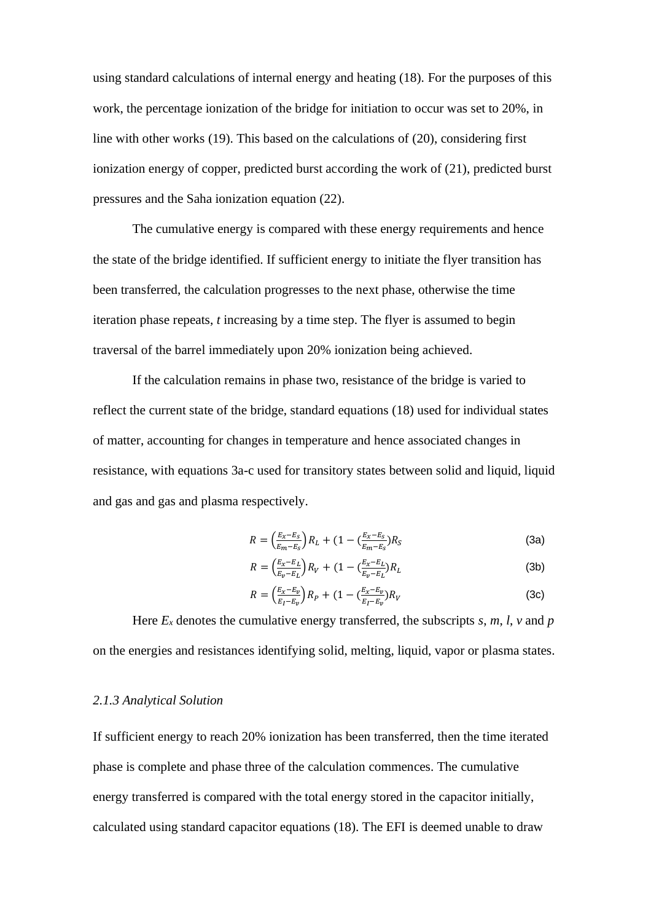using standard calculations of internal energy and heating (18). For the purposes of this work, the percentage ionization of the bridge for initiation to occur was set to 20%, in line with other works (19). This based on the calculations of (20), considering first ionization energy of copper, predicted burst according the work of (21), predicted burst pressures and the Saha ionization equation (22).

The cumulative energy is compared with these energy requirements and hence the state of the bridge identified. If sufficient energy to initiate the flyer transition has been transferred, the calculation progresses to the next phase, otherwise the time iteration phase repeats, *t* increasing by a time step. The flyer is assumed to begin traversal of the barrel immediately upon 20% ionization being achieved.

If the calculation remains in phase two, resistance of the bridge is varied to reflect the current state of the bridge, standard equations (18) used for individual states of matter, accounting for changes in temperature and hence associated changes in resistance, with equations 3a-c used for transitory states between solid and liquid, liquid and gas and gas and plasma respectively.

$$R = \left(\frac{E_x - E_S}{E_m - E_S}\right) R_L + \left(1 - \left(\frac{E_x - E_S}{E_m - E_S}\right)\right) R_S \tag{3a}$$

$$R = \left(\frac{E_x - E_L}{E_v - E_L}\right) R_V + \left(1 - \left(\frac{E_x - E_L}{E_v - E_L}\right)\right) R_L \tag{3b}$$

$$R = \left(\frac{E_x - E_v}{E_I - E_v}\right) R_P + \left(1 - \left(\frac{E_x - E_v}{E_I - E_v}\right)\right) R_V \tag{3c}$$

Here $E_x$ denotes the cumulative energy transferred, the subscripts *s*, *m*, *l*, *v* and *p* on the energies and resistances identifying solid, melting, liquid, vapor or plasma states.

### *2.1.3 Analytical Solution*

If sufficient energy to reach 20% ionization has been transferred, then the time iterated phase is complete and phase three of the calculation commences. The cumulative energy transferred is compared with the total energy stored in the capacitor initially, calculated using standard capacitor equations (18). The EFI is deemed unable to draw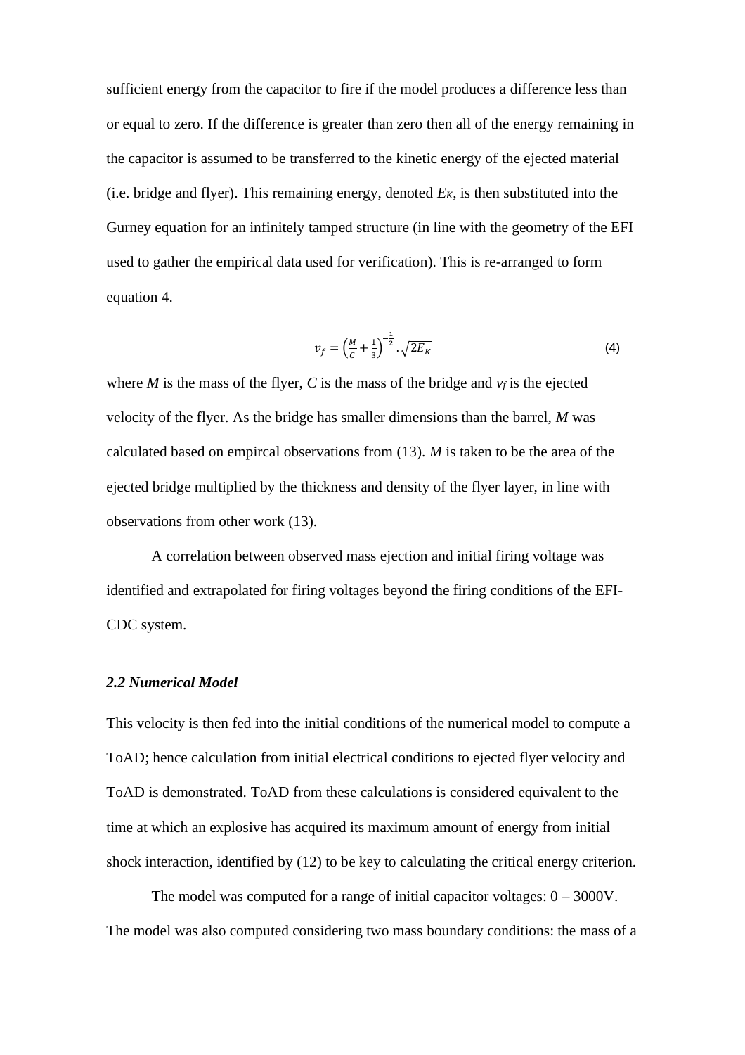sufficient energy from the capacitor to fire if the model produces a difference less than or equal to zero. If the difference is greater than zero then all of the energy remaining in the capacitor is assumed to be transferred to the kinetic energy of the ejected material (i.e. bridge and flyer). This remaining energy, denoted $E_K$, is then substituted into the Gurney equation for an infinitely tamped structure (in line with the geometry of the EFI used to gather the empirical data used for verification). This is re-arranged to form equation 4.

$$v_f = \left(\frac{M}{C} + \frac{1}{3}\right)^{-\frac{1}{2}} . \sqrt{2E_K} \tag{4}$$

where $M$ is the mass of the flyer, $C$ is the mass of the bridge and $v_f$ is the ejected velocity of the flyer. As the bridge has smaller dimensions than the barrel, $M$ was calculated based on empircal observations from (13). $M$ is taken to be the area of the ejected bridge multiplied by the thickness and density of the flyer layer, in line with observations from other work (13).

A correlation between observed mass ejection and initial firing voltage was identified and extrapolated for firing voltages beyond the firing conditions of the EFI-CDC system.

### *2.2 Numerical Model*

This velocity is then fed into the initial conditions of the numerical model to compute a ToAD; hence calculation from initial electrical conditions to ejected flyer velocity and ToAD is demonstrated. ToAD from these calculations is considered equivalent to the time at which an explosive has acquired its maximum amount of energy from initial shock interaction, identified by (12) to be key to calculating the critical energy criterion.

The model was computed for a range of initial capacitor voltages: 0 – 3000V. The model was also computed considering two mass boundary conditions: the mass of a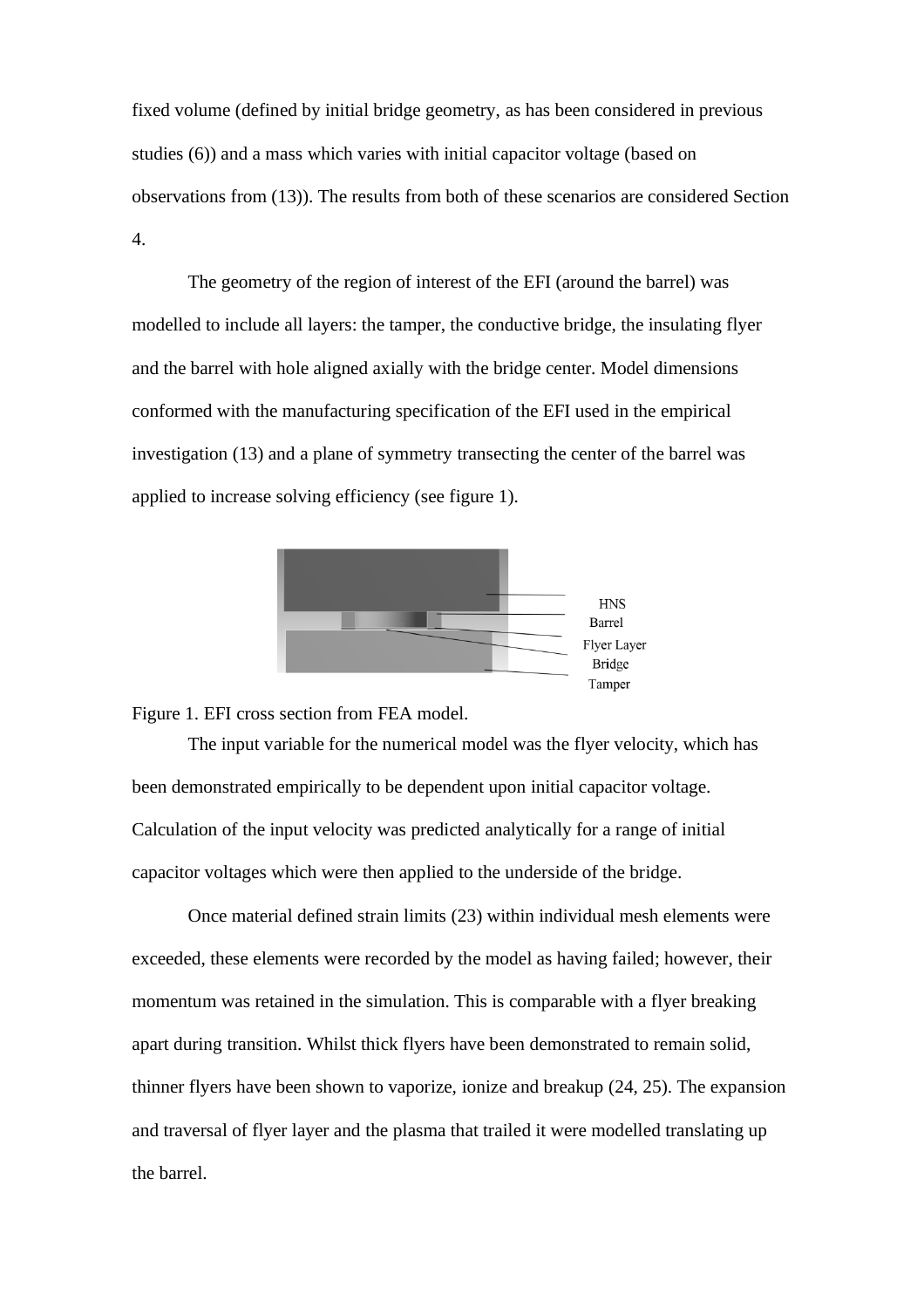fixed volume (defined by initial bridge geometry, as has been considered in previous studies (6)) and a mass which varies with initial capacitor voltage (based on observations from (13)). The results from both of these scenarios are considered Section 4.

The geometry of the region of interest of the EFI (around the barrel) was modelled to include all layers: the tamper, the conductive bridge, the insulating flyer and the barrel with hole aligned axially with the bridge center. Model dimensions conformed with the manufacturing specification of the EFI used in the empirical investigation (13) and a plane of symmetry transecting the center of the barrel was applied to increase solving efficiency (see figure 1).

Figure 1. EFI cross section from FEA model.

The input variable for the numerical model was the flyer velocity, which has been demonstrated empirically to be dependent upon initial capacitor voltage. Calculation of the input velocity was predicted analytically for a range of initial capacitor voltages which were then applied to the underside of the bridge.

Once material defined strain limits (23) within individual mesh elements were exceeded, these elements were recorded by the model as having failed; however, their momentum was retained in the simulation. This is comparable with a flyer breaking apart during transition. Whilst thick flyers have been demonstrated to remain solid, thinner flyers have been shown to vaporize, ionize and breakup (24, 25). The expansion and traversal of flyer layer and the plasma that trailed it were modelled translating up the barrel.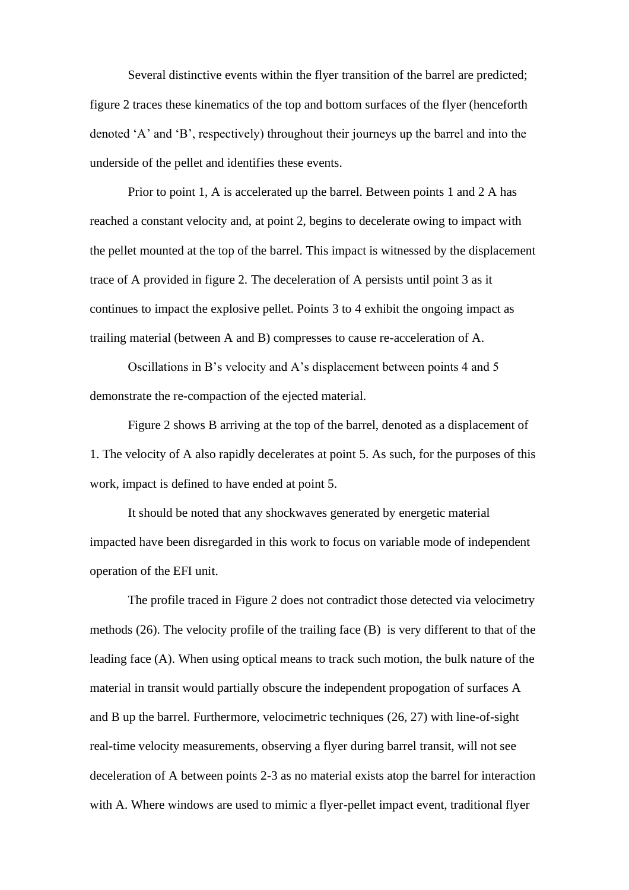Several distinctive events within the flyer transition of the barrel are predicted; figure 2 traces these kinematics of the top and bottom surfaces of the flyer (henceforth denoted 'A' and 'B', respectively) throughout their journeys up the barrel and into the underside of the pellet and identifies these events.

Prior to point 1, A is accelerated up the barrel. Between points 1 and 2 A has reached a constant velocity and, at point 2, begins to decelerate owing to impact with the pellet mounted at the top of the barrel. This impact is witnessed by the displacement trace of A provided in figure 2. The deceleration of A persists until point 3 as it continues to impact the explosive pellet. Points 3 to 4 exhibit the ongoing impact as trailing material (between A and B) compresses to cause re-acceleration of A.

Oscillations in B's velocity and A's displacement between points 4 and 5 demonstrate the re-compaction of the ejected material.

Figure 2 shows B arriving at the top of the barrel, denoted as a displacement of 1. The velocity of A also rapidly decelerates at point 5. As such, for the purposes of this work, impact is defined to have ended at point 5.

It should be noted that any shockwaves generated by energetic material impacted have been disregarded in this work to focus on variable mode of independent operation of the EFI unit.

The profile traced in Figure 2 does not contradict those detected via velocimetry methods (26). The velocity profile of the trailing face (B) is very different to that of the leading face (A). When using optical means to track such motion, the bulk nature of the material in transit would partially obscure the independent propogation of surfaces A and B up the barrel. Furthermore, velocimetric techniques (26, 27) with line-of-sight real-time velocity measurements, observing a flyer during barrel transit, will not see deceleration of A between points 2-3 as no material exists atop the barrel for interaction with A. Where windows are used to mimic a flyer-pellet impact event, traditional flyer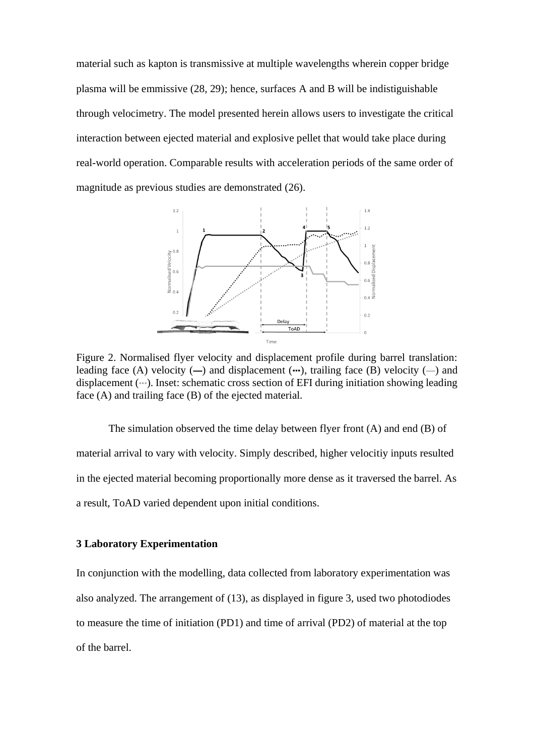material such as kapton is transmissive at multiple wavelengths wherein copper bridge plasma will be emmissive (28, 29); hence, surfaces A and B will be indistiguishable through velocimetry. The model presented herein allows users to investigate the critical interaction between ejected material and explosive pellet that would take place during real-world operation. Comparable results with acceleration periods of the same order of magnitude as previous studies are demonstrated (26).

Figure 2. Normalised flyer velocity and displacement profile during barrel translation: leading face (A) velocity (—) and displacement (···), trailing face (B) velocity (—) and displacement (···). Inset: schematic cross section of EFI during initiation showing leading face (A) and trailing face (B) of the ejected material.

The simulation observed the time delay between flyer front (A) and end (B) of material arrival to vary with velocity. Simply described, higher velocitiy inputs resulted in the ejected material becoming proportionally more dense as it traversed the barrel. As a result, ToAD varied dependent upon initial conditions.

### 3 Laboratory Experimentation

In conjunction with the modelling, data collected from laboratory experimentation was also analyzed. The arrangement of (13), as displayed in figure 3, used two photodiodes to measure the time of initiation (PD1) and time of arrival (PD2) of material at the top of the barrel.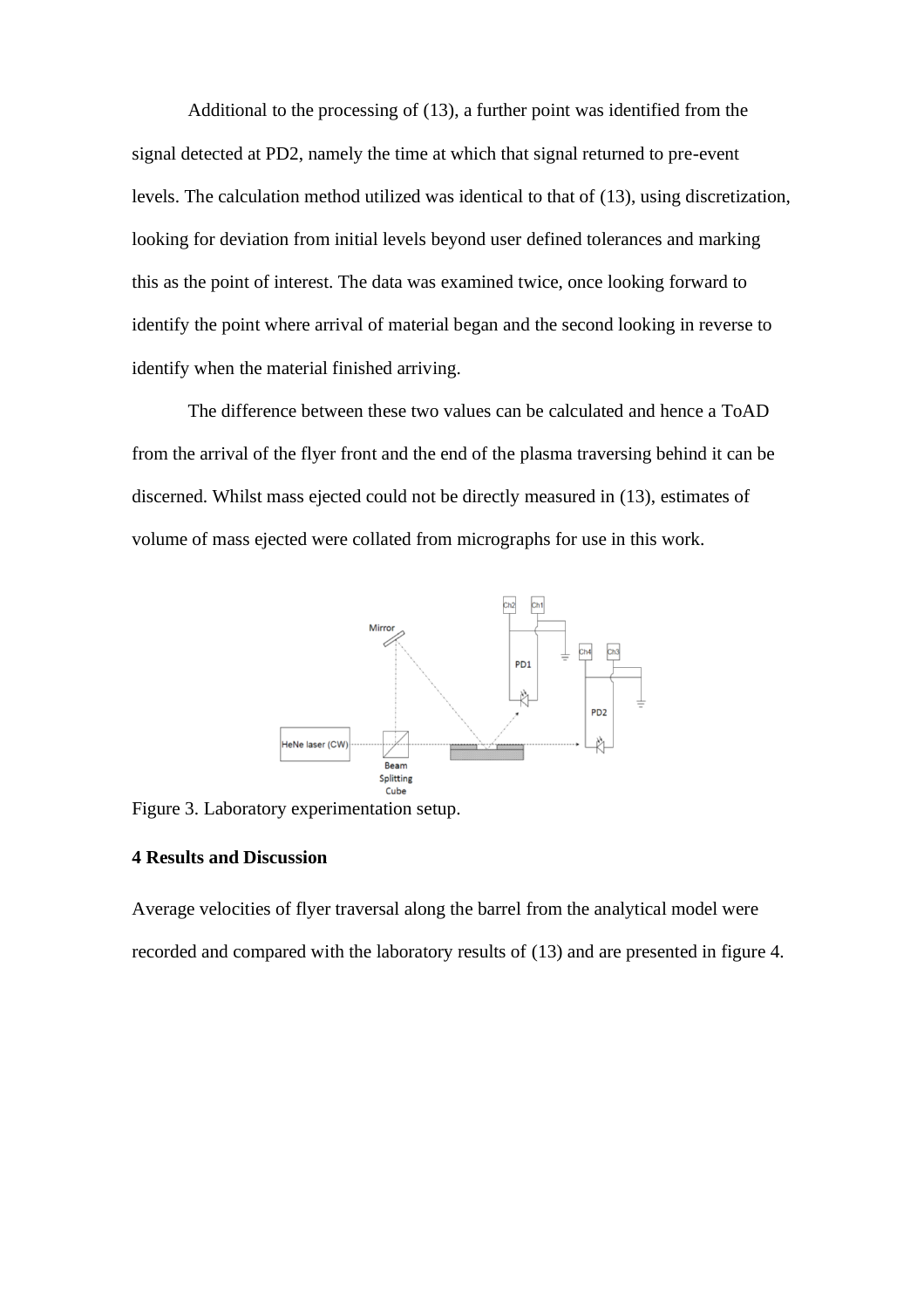Additional to the processing of (13), a further point was identified from the signal detected at PD2, namely the time at which that signal returned to pre-event levels. The calculation method utilized was identical to that of (13), using discretization, looking for deviation from initial levels beyond user defined tolerances and marking this as the point of interest. The data was examined twice, once looking forward to identify the point where arrival of material began and the second looking in reverse to identify when the material finished arriving.

The difference between these two values can be calculated and hence a ToAD from the arrival of the flyer front and the end of the plasma traversing behind it can be discerned. Whilst mass ejected could not be directly measured in (13), estimates of volume of mass ejected were collated from micrographs for use in this work.

Figure 3. Laboratory experimentation setup.

## 4 Results and Discussion

Average velocities of flyer traversal along the barrel from the analytical model were recorded and compared with the laboratory results of (13) and are presented in figure 4.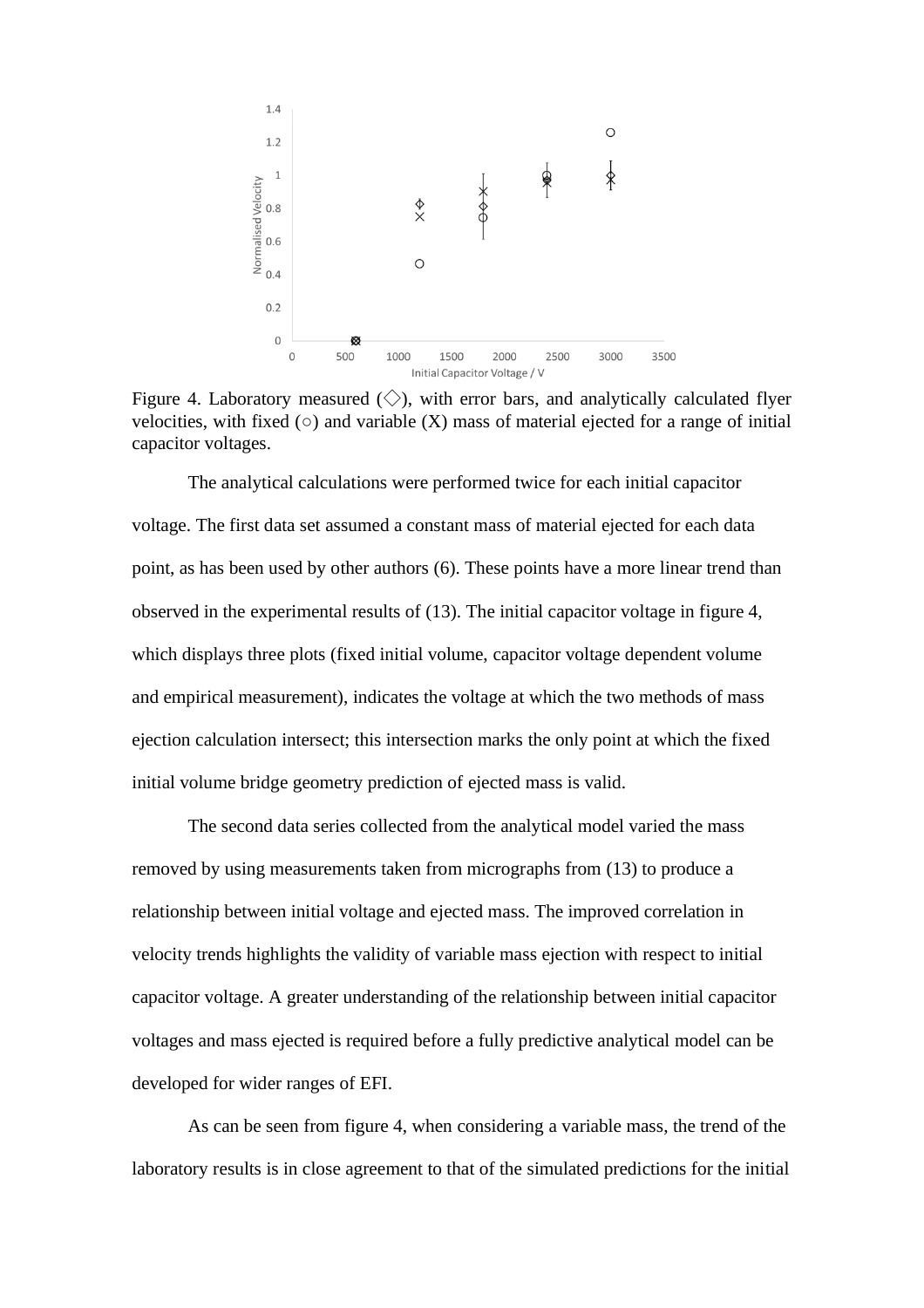Figure 4. Laboratory measured (◇), with error bars, and analytically calculated flyer velocities, with fixed (○) and variable (X) mass of material ejected for a range of initial capacitor voltages.

The analytical calculations were performed twice for each initial capacitor voltage. The first data set assumed a constant mass of material ejected for each data point, as has been used by other authors (6). These points have a more linear trend than observed in the experimental results of (13). The initial capacitor voltage in figure 4, which displays three plots (fixed initial volume, capacitor voltage dependent volume and empirical measurement), indicates the voltage at which the two methods of mass ejection calculation intersect; this intersection marks the only point at which the fixed initial volume bridge geometry prediction of ejected mass is valid.

The second data series collected from the analytical model varied the mass removed by using measurements taken from micrographs from (13) to produce a relationship between initial voltage and ejected mass. The improved correlation in velocity trends highlights the validity of variable mass ejection with respect to initial capacitor voltage. A greater understanding of the relationship between initial capacitor voltages and mass ejected is required before a fully predictive analytical model can be developed for wider ranges of EFI.

As can be seen from figure 4, when considering a variable mass, the trend of the laboratory results is in close agreement to that of the simulated predictions for the initial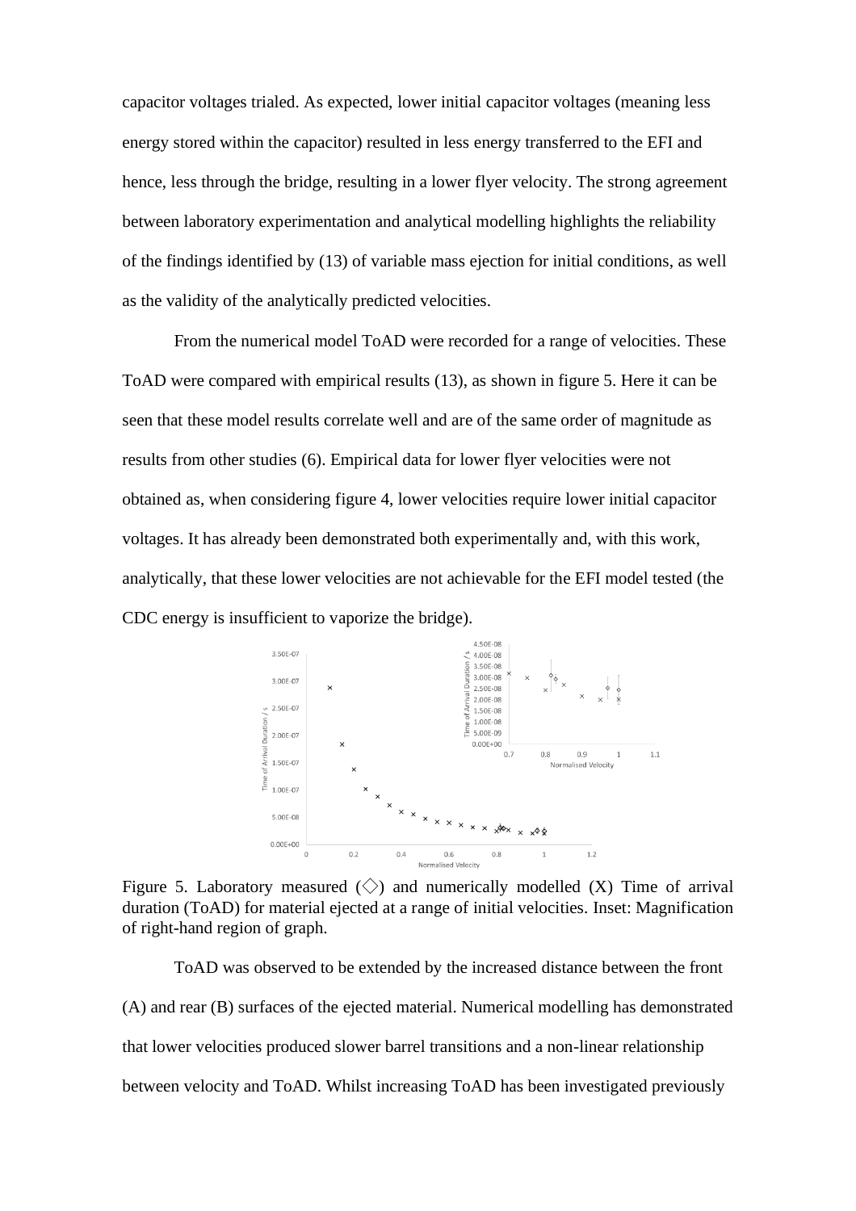capacitor voltages trialed. As expected, lower initial capacitor voltages (meaning less energy stored within the capacitor) resulted in less energy transferred to the EFI and hence, less through the bridge, resulting in a lower flyer velocity. The strong agreement between laboratory experimentation and analytical modelling highlights the reliability of the findings identified by (13) of variable mass ejection for initial conditions, as well as the validity of the analytically predicted velocities.

From the numerical model ToAD were recorded for a range of velocities. These ToAD were compared with empirical results (13), as shown in figure 5. Here it can be seen that these model results correlate well and are of the same order of magnitude as results from other studies (6). Empirical data for lower flyer velocities were not obtained as, when considering figure 4, lower velocities require lower initial capacitor voltages. It has already been demonstrated both experimentally and, with this work, analytically, that these lower velocities are not achievable for the EFI model tested (the CDC energy is insufficient to vaporize the bridge).

Figure 5. Laboratory measured (◇) and numerically modelled (X) Time of arrival duration (ToAD) for material ejected at a range of initial velocities. Inset: Magnification of right-hand region of graph.

ToAD was observed to be extended by the increased distance between the front (A) and rear (B) surfaces of the ejected material. Numerical modelling has demonstrated that lower velocities produced slower barrel transitions and a non-linear relationship between velocity and ToAD. Whilst increasing ToAD has been investigated previously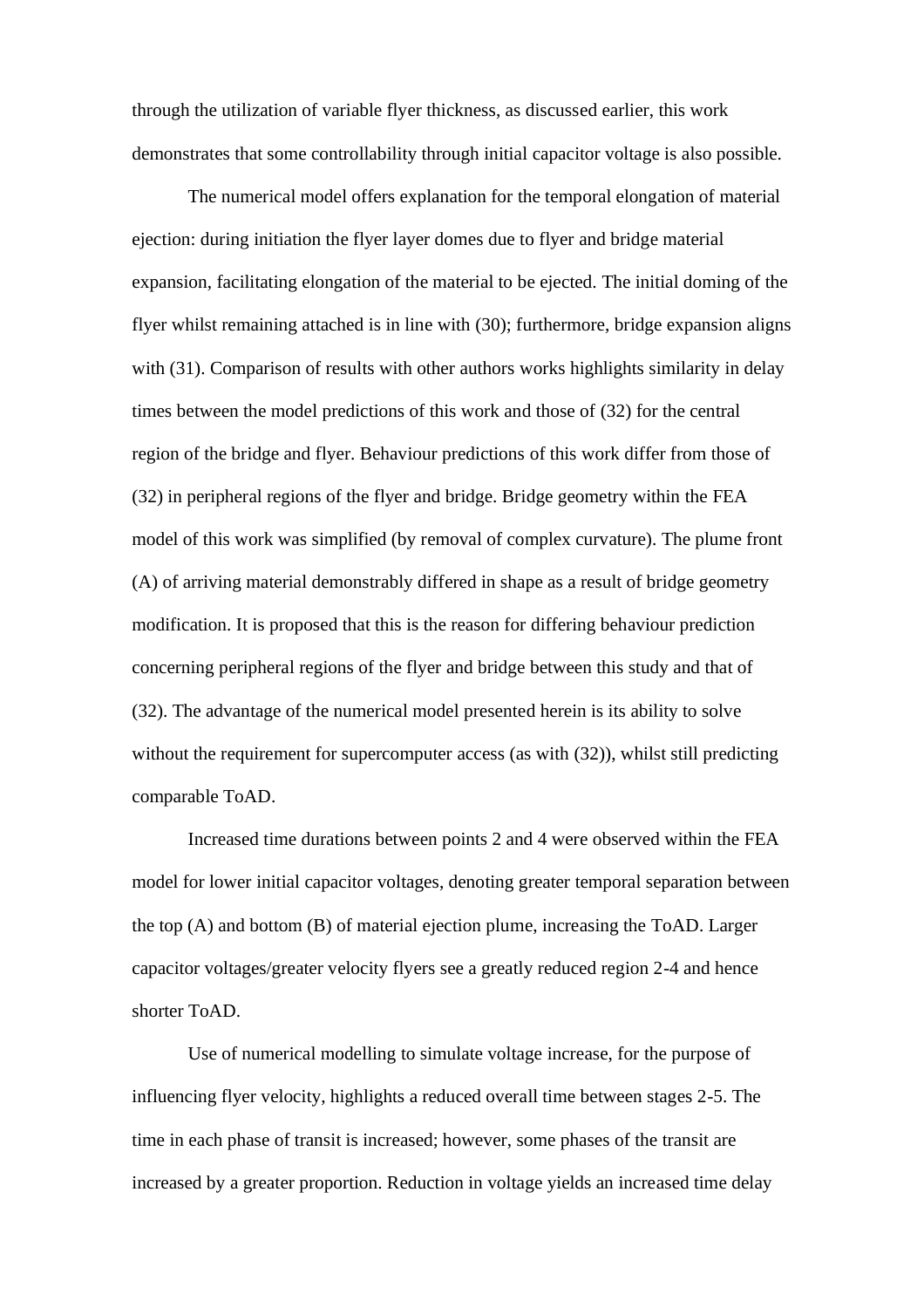through the utilization of variable flyer thickness, as discussed earlier, this work demonstrates that some controllability through initial capacitor voltage is also possible.

The numerical model offers explanation for the temporal elongation of material ejection: during initiation the flyer layer domes due to flyer and bridge material expansion, facilitating elongation of the material to be ejected. The initial doming of the flyer whilst remaining attached is in line with (30); furthermore, bridge expansion aligns with (31). Comparison of results with other authors works highlights similarity in delay times between the model predictions of this work and those of (32) for the central region of the bridge and flyer. Behaviour predictions of this work differ from those of (32) in peripheral regions of the flyer and bridge. Bridge geometry within the FEA model of this work was simplified (by removal of complex curvature). The plume front (A) of arriving material demonstrably differed in shape as a result of bridge geometry modification. It is proposed that this is the reason for differing behaviour prediction concerning peripheral regions of the flyer and bridge between this study and that of (32). The advantage of the numerical model presented herein is its ability to solve without the requirement for supercomputer access (as with (32)), whilst still predicting comparable ToAD.

Increased time durations between points 2 and 4 were observed within the FEA model for lower initial capacitor voltages, denoting greater temporal separation between the top (A) and bottom (B) of material ejection plume, increasing the ToAD. Larger capacitor voltages/greater velocity flyers see a greatly reduced region 2-4 and hence shorter ToAD.

Use of numerical modelling to simulate voltage increase, for the purpose of influencing flyer velocity, highlights a reduced overall time between stages 2-5. The time in each phase of transit is increased; however, some phases of the transit are increased by a greater proportion. Reduction in voltage yields an increased time delay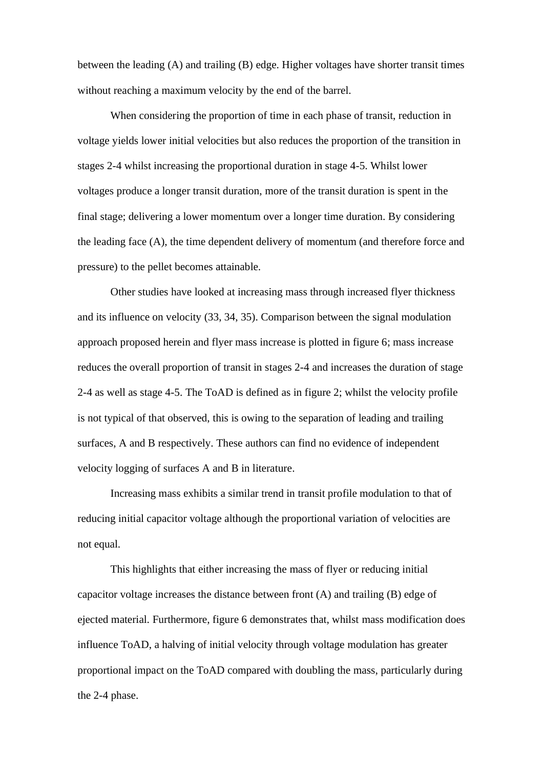between the leading (A) and trailing (B) edge. Higher voltages have shorter transit times without reaching a maximum velocity by the end of the barrel.

When considering the proportion of time in each phase of transit, reduction in voltage yields lower initial velocities but also reduces the proportion of the transition in stages 2-4 whilst increasing the proportional duration in stage 4-5. Whilst lower voltages produce a longer transit duration, more of the transit duration is spent in the final stage; delivering a lower momentum over a longer time duration. By considering the leading face (A), the time dependent delivery of momentum (and therefore force and pressure) to the pellet becomes attainable.

Other studies have looked at increasing mass through increased flyer thickness and its influence on velocity (33, 34, 35). Comparison between the signal modulation approach proposed herein and flyer mass increase is plotted in figure 6; mass increase reduces the overall proportion of transit in stages 2-4 and increases the duration of stage 2-4 as well as stage 4-5. The ToAD is defined as in figure 2; whilst the velocity profile is not typical of that observed, this is owing to the separation of leading and trailing surfaces, A and B respectively. These authors can find no evidence of independent velocity logging of surfaces A and B in literature.

Increasing mass exhibits a similar trend in transit profile modulation to that of reducing initial capacitor voltage although the proportional variation of velocities are not equal.

This highlights that either increasing the mass of flyer or reducing initial capacitor voltage increases the distance between front (A) and trailing (B) edge of ejected material. Furthermore, figure 6 demonstrates that, whilst mass modification does influence ToAD, a halving of initial velocity through voltage modulation has greater proportional impact on the ToAD compared with doubling the mass, particularly during the 2-4 phase.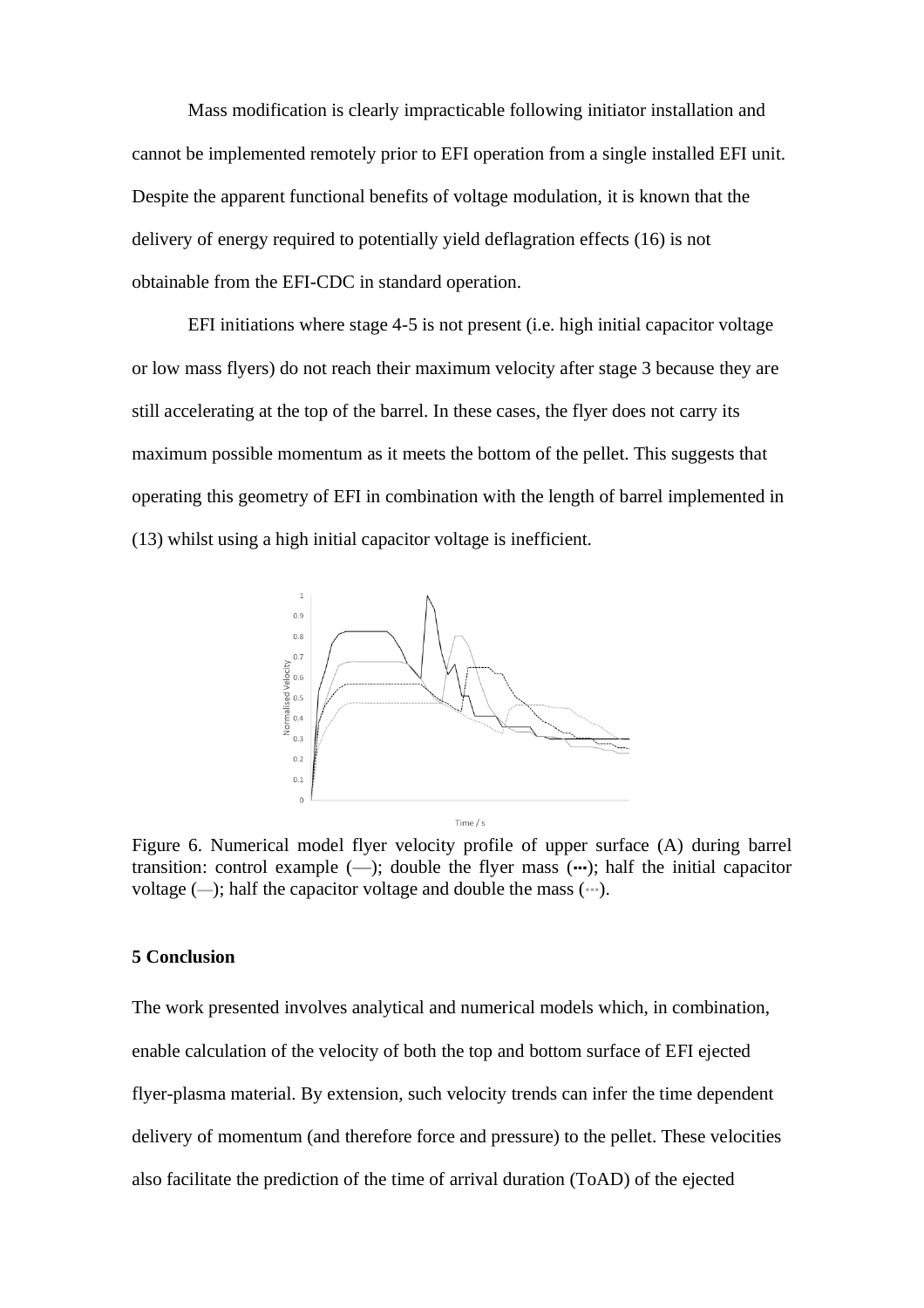Mass modification is clearly impracticable following initiator installation and cannot be implemented remotely prior to EFI operation from a single installed EFI unit. Despite the apparent functional benefits of voltage modulation, it is known that the delivery of energy required to potentially yield deflagration effects (16) is not obtainable from the EFI-CDC in standard operation.

EFI initiations where stage 4-5 is not present (i.e. high initial capacitor voltage or low mass flyers) do not reach their maximum velocity after stage 3 because they are still accelerating at the top of the barrel. In these cases, the flyer does not carry its maximum possible momentum as it meets the bottom of the pellet. This suggests that operating this geometry of EFI in combination with the length of barrel implemented in (13) whilst using a high initial capacitor voltage is inefficient.

Figure 6. Numerical model flyer velocity profile of upper surface (A) during barrel transition: control example (—); double the flyer mass (┅); half the initial capacitor voltage (—); half the capacitor voltage and double the mass (┅).

## 5 Conclusion

The work presented involves analytical and numerical models which, in combination, enable calculation of the velocity of both the top and bottom surface of EFI ejected flyer-plasma material. By extension, such velocity trends can infer the time dependent delivery of momentum (and therefore force and pressure) to the pellet. These velocities also facilitate the prediction of the time of arrival duration (ToAD) of the ejected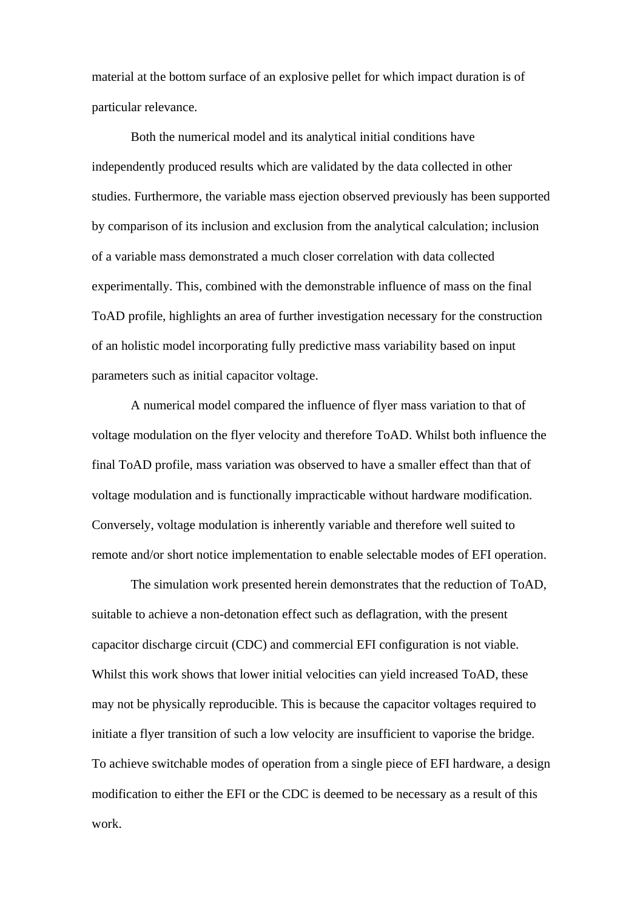material at the bottom surface of an explosive pellet for which impact duration is of particular relevance.

Both the numerical model and its analytical initial conditions have independently produced results which are validated by the data collected in other studies. Furthermore, the variable mass ejection observed previously has been supported by comparison of its inclusion and exclusion from the analytical calculation; inclusion of a variable mass demonstrated a much closer correlation with data collected experimentally. This, combined with the demonstrable influence of mass on the final ToAD profile, highlights an area of further investigation necessary for the construction of an holistic model incorporating fully predictive mass variability based on input parameters such as initial capacitor voltage.

A numerical model compared the influence of flyer mass variation to that of voltage modulation on the flyer velocity and therefore ToAD. Whilst both influence the final ToAD profile, mass variation was observed to have a smaller effect than that of voltage modulation and is functionally impracticable without hardware modification. Conversely, voltage modulation is inherently variable and therefore well suited to remote and/or short notice implementation to enable selectable modes of EFI operation.

The simulation work presented herein demonstrates that the reduction of ToAD, suitable to achieve a non-detonation effect such as deflagration, with the present capacitor discharge circuit (CDC) and commercial EFI configuration is not viable. Whilst this work shows that lower initial velocities can yield increased ToAD, these may not be physically reproducible. This is because the capacitor voltages required to initiate a flyer transition of such a low velocity are insufficient to vaporise the bridge. To achieve switchable modes of operation from a single piece of EFI hardware, a design modification to either the EFI or the CDC is deemed to be necessary as a result of this work.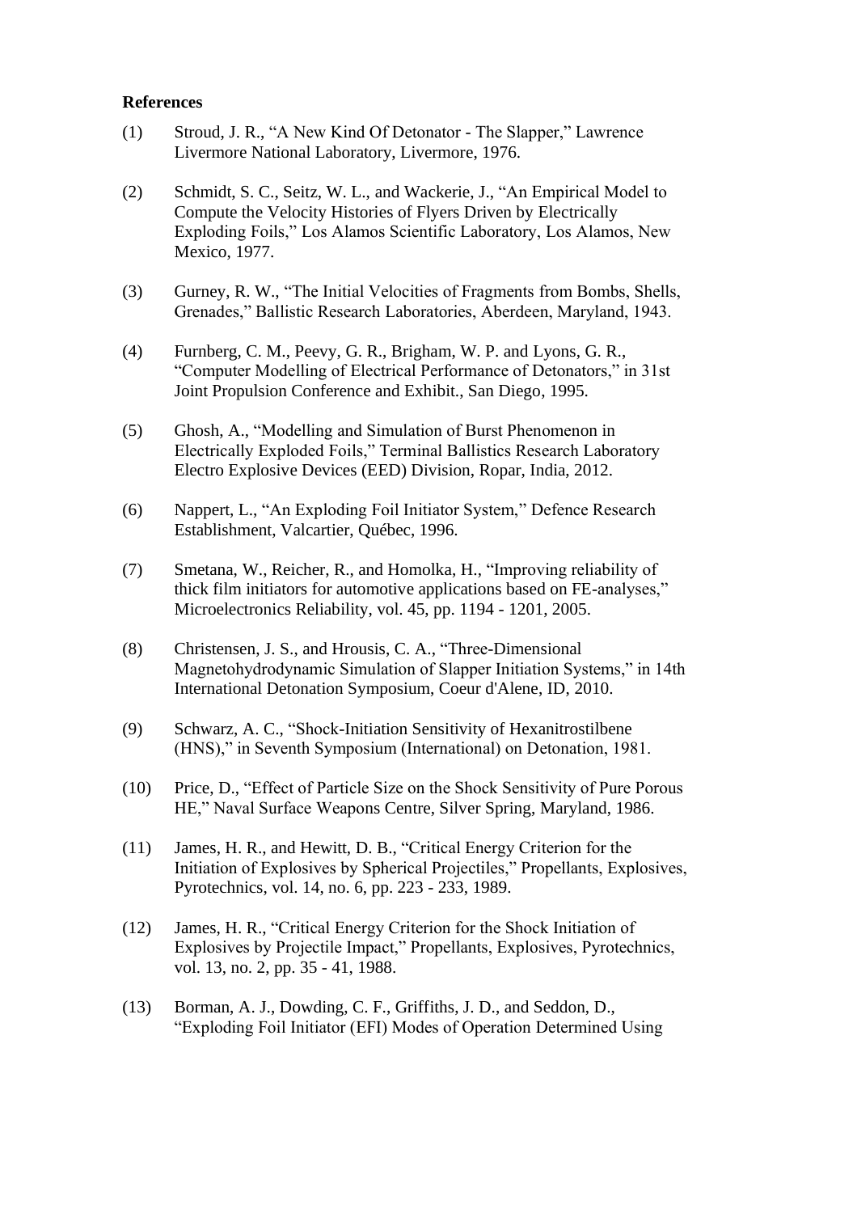**References**

(1) Stroud, J. R., “A New Kind Of Detonator - The Slapper,” Lawrence Livermore National Laboratory, Livermore, 1976.

(2) Schmidt, S. C., Seitz, W. L., and Wackerie, J., “An Empirical Model to Compute the Velocity Histories of Flyers Driven by Electrically Exploding Foils,” Los Alamos Scientific Laboratory, Los Alamos, New Mexico, 1977.

(3) Gurney, R. W., “The Initial Velocities of Fragments from Bombs, Shells, Grenades,” Ballistic Research Laboratories, Aberdeen, Maryland, 1943.

(4) Furnberg, C. M., Peevy, G. R., Brigham, W. P. and Lyons, G. R., “Computer Modelling of Electrical Performance of Detonators,” in 31st Joint Propulsion Conference and Exhibit., San Diego, 1995.

(5) Ghosh, A., “Modelling and Simulation of Burst Phenomenon in Electrically Exploded Foils,” Terminal Ballistics Research Laboratory Electro Explosive Devices (EED) Division, Ropar, India, 2012.

(6) Nappert, L., “An Exploding Foil Initiator System,” Defence Research Establishment, Valcartier, Québec, 1996.

(7) Smetana, W., Reicher, R., and Homolka, H., “Improving reliability of thick film initiators for automotive applications based on FE-analyses,” Microelectronics Reliability, vol. 45, pp. 1194 - 1201, 2005.

(8) Christensen, J. S., and Hrousis, C. A., “Three-Dimensional Magnetohydrodynamic Simulation of Slapper Initiation Systems,” in 14th International Detonation Symposium, Coeur d'Alene, ID, 2010.

(9) Schwarz, A. C., “Shock-Initiation Sensitivity of Hexanitrostilbene (HNS),” in Seventh Symposium (International) on Detonation, 1981.

(10) Price, D., “Effect of Particle Size on the Shock Sensitivity of Pure Porous HE,” Naval Surface Weapons Centre, Silver Spring, Maryland, 1986.

(11) James, H. R., and Hewitt, D. B., “Critical Energy Criterion for the Initiation of Explosives by Spherical Projectiles,” Propellants, Explosives, Pyrotechnics, vol. 14, no. 6, pp. 223 - 233, 1989.

(12) James, H. R., “Critical Energy Criterion for the Shock Initiation of Explosives by Projectile Impact,” Propellants, Explosives, Pyrotechnics, vol. 13, no. 2, pp. 35 - 41, 1988.

(13) Borman, A. J., Dowding, C. F., Griffiths, J. D., and Seddon, D., “Exploding Foil Initiator (EFI) Modes of Operation Determined Using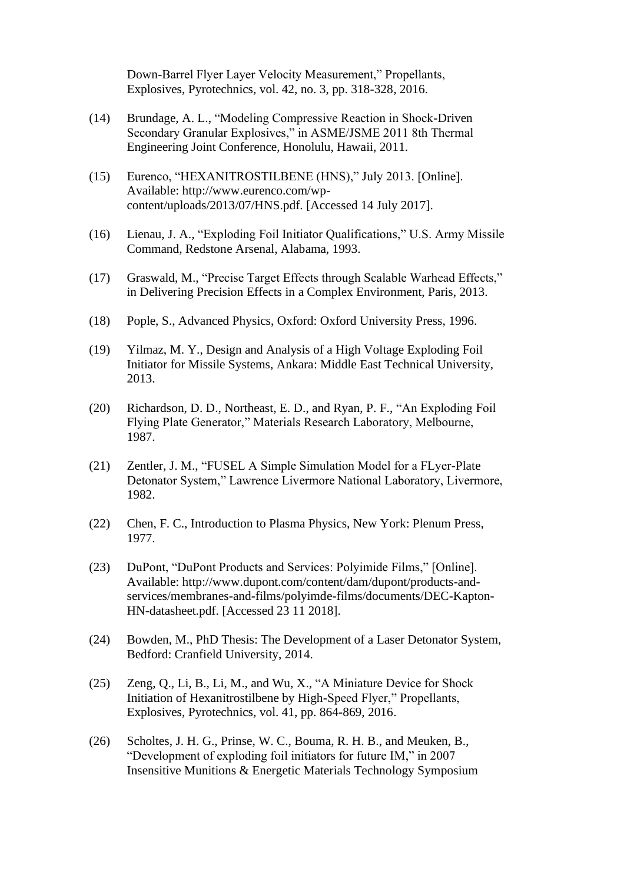Down-Barrel Flyer Layer Velocity Measurement," Propellants, Explosives, Pyrotechnics, vol. 42, no. 3, pp. 318-328, 2016.

(14) Brundage, A. L., "Modeling Compressive Reaction in Shock-Driven Secondary Granular Explosives," in ASME/JSME 2011 8th Thermal Engineering Joint Conference, Honolulu, Hawaii, 2011.

(15) Eurenco, "HEXANITROSTILBENE (HNS)," July 2013. [Online]. Available: http://www.eurenco.com/wp-content/uploads/2013/07/HNS.pdf. [Accessed 14 July 2017].

(16) Lienau, J. A., "Exploding Foil Initiator Qualifications," U.S. Army Missile Command, Redstone Arsenal, Alabama, 1993.

(17) Graswald, M., "Precise Target Effects through Scalable Warhead Effects," in Delivering Precision Effects in a Complex Environment, Paris, 2013.

(18) Pople, S., Advanced Physics, Oxford: Oxford University Press, 1996.

(19) Yilmaz, M. Y., Design and Analysis of a High Voltage Exploding Foil Initiator for Missile Systems, Ankara: Middle East Technical University, 2013.

(20) Richardson, D. D., Northeast, E. D., and Ryan, P. F., "An Exploding Foil Flying Plate Generator," Materials Research Laboratory, Melbourne, 1987.

(21) Zentler, J. M., "FUSEL A Simple Simulation Model for a FLyer-Plate Detonator System," Lawrence Livermore National Laboratory, Livermore, 1982.

(22) Chen, F. C., Introduction to Plasma Physics, New York: Plenum Press, 1977.

(23) DuPont, "DuPont Products and Services: Polyimide Films," [Online]. Available: http://www.dupont.com/content/dam/dupont/products-and-services/membranes-and-films/polyimde-films/documents/DEC-Kapton-HN-datasheet.pdf. [Accessed 23 11 2018].

(24) Bowden, M., PhD Thesis: The Development of a Laser Detonator System, Bedford: Cranfield University, 2014.

(25) Zeng, Q., Li, B., Li, M., and Wu, X., "A Miniature Device for Shock Initiation of Hexanitrostilbene by High-Speed Flyer," Propellants, Explosives, Pyrotechnics, vol. 41, pp. 864-869, 2016.

(26) Scholtes, J. H. G., Prinse, W. C., Bouma, R. H. B., and Meuken, B., "Development of exploding foil initiators for future IM," in 2007 Insensitive Munitions & Energetic Materials Technology Symposium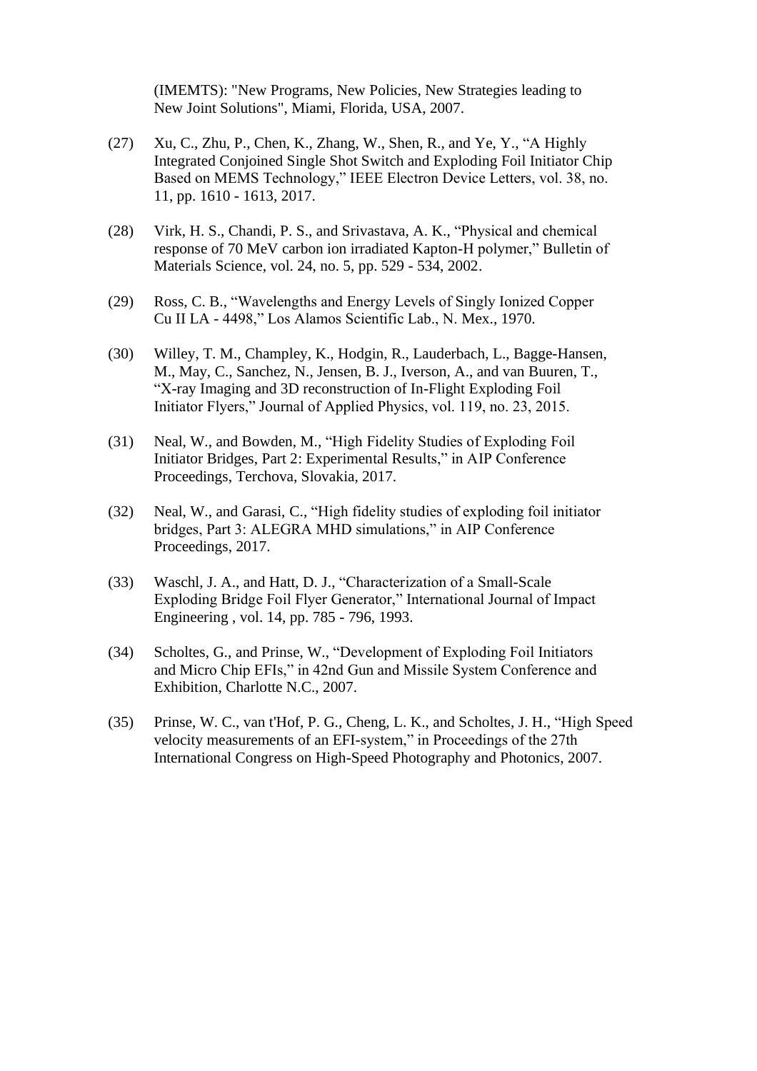(IMEMTS): "New Programs, New Policies, New Strategies leading to New Joint Solutions", Miami, Florida, USA, 2007.

(27) Xu, C., Zhu, P., Chen, K., Zhang, W., Shen, R., and Ye, Y., “A Highly Integrated Conjoined Single Shot Switch and Exploding Foil Initiator Chip Based on MEMS Technology,” IEEE Electron Device Letters, vol. 38, no. 11, pp. 1610 - 1613, 2017.

(28) Virk, H. S., Chandi, P. S., and Srivastava, A. K., “Physical and chemical response of 70 MeV carbon ion irradiated Kapton-H polymer,” Bulletin of Materials Science, vol. 24, no. 5, pp. 529 - 534, 2002.

(29) Ross, C. B., “Wavelengths and Energy Levels of Singly Ionized Copper Cu II LA - 4498,” Los Alamos Scientific Lab., N. Mex., 1970.

(30) Willey, T. M., Champley, K., Hodgin, R., Lauderbach, L., Bagge-Hansen, M., May, C., Sanchez, N., Jensen, B. J., Iverson, A., and van Buuren, T., “X-ray Imaging and 3D reconstruction of In-Flight Exploding Foil Initiator Flyers,” Journal of Applied Physics, vol. 119, no. 23, 2015.

(31) Neal, W., and Bowden, M., “High Fidelity Studies of Exploding Foil Initiator Bridges, Part 2: Experimental Results,” in AIP Conference Proceedings, Terchova, Slovakia, 2017.

(32) Neal, W., and Garasi, C., “High fidelity studies of exploding foil initiator bridges, Part 3: ALEGRA MHD simulations,” in AIP Conference Proceedings, 2017.

(33) Waschl, J. A., and Hatt, D. J., “Characterization of a Small-Scale Exploding Bridge Foil Flyer Generator,” International Journal of Impact Engineering , vol. 14, pp. 785 - 796, 1993.

(34) Scholtes, G., and Prinse, W., “Development of Exploding Foil Initiators and Micro Chip EFIs,” in 42nd Gun and Missile System Conference and Exhibition, Charlotte N.C., 2007.

(35) Prinse, W. C., van t'Hof, P. G., Cheng, L. K., and Scholtes, J. H., “High Speed velocity measurements of an EFI-system,” in Proceedings of the 27th International Congress on High-Speed Photography and Photonics, 2007.